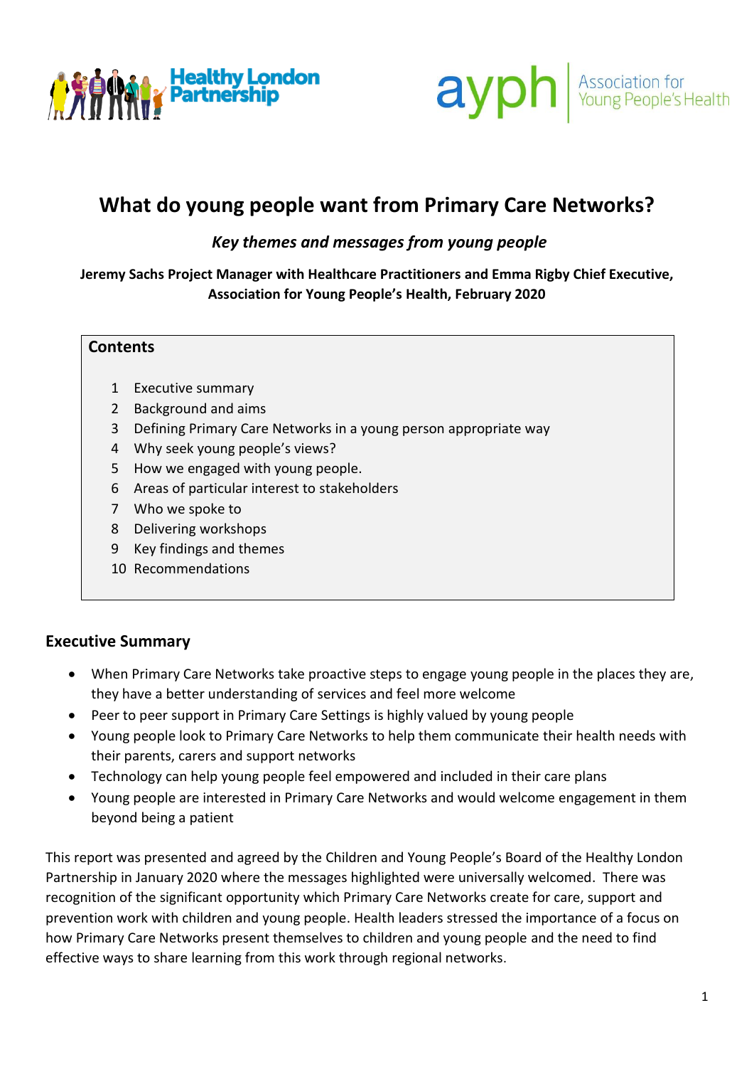Healthy London Partnership

ayph | Association for Young People's Health

# What do young people want from Primary Care Networks?

## *Key themes and messages from young people*

**Jeremy Sachs Project Manager with Healthcare Practitioners and Emma Rigby Chief Executive, Association for Young People's Health, February 2020**

**Contents**

1. Executive summary
2. Background and aims
3. Defining Primary Care Networks in a young person appropriate way
4. Why seek young people's views?
5. How we engaged with young people.
6. Areas of particular interest to stakeholders
7. Who we spoke to
8. Delivering workshops
9. Key findings and themes
10. Recommendations

## Executive Summary

- When Primary Care Networks take proactive steps to engage young people in the places they are, they have a better understanding of services and feel more welcome
- Peer to peer support in Primary Care Settings is highly valued by young people
- Young people look to Primary Care Networks to help them communicate their health needs with their parents, carers and support networks
- Technology can help young people feel empowered and included in their care plans
- Young people are interested in Primary Care Networks and would welcome engagement in them beyond being a patient

This report was presented and agreed by the Children and Young People's Board of the Healthy London Partnership in January 2020 where the messages highlighted were universally welcomed. There was recognition of the significant opportunity which Primary Care Networks create for care, support and prevention work with children and young people. Health leaders stressed the importance of a focus on how Primary Care Networks present themselves to children and young people and the need to find effective ways to share learning from this work through regional networks.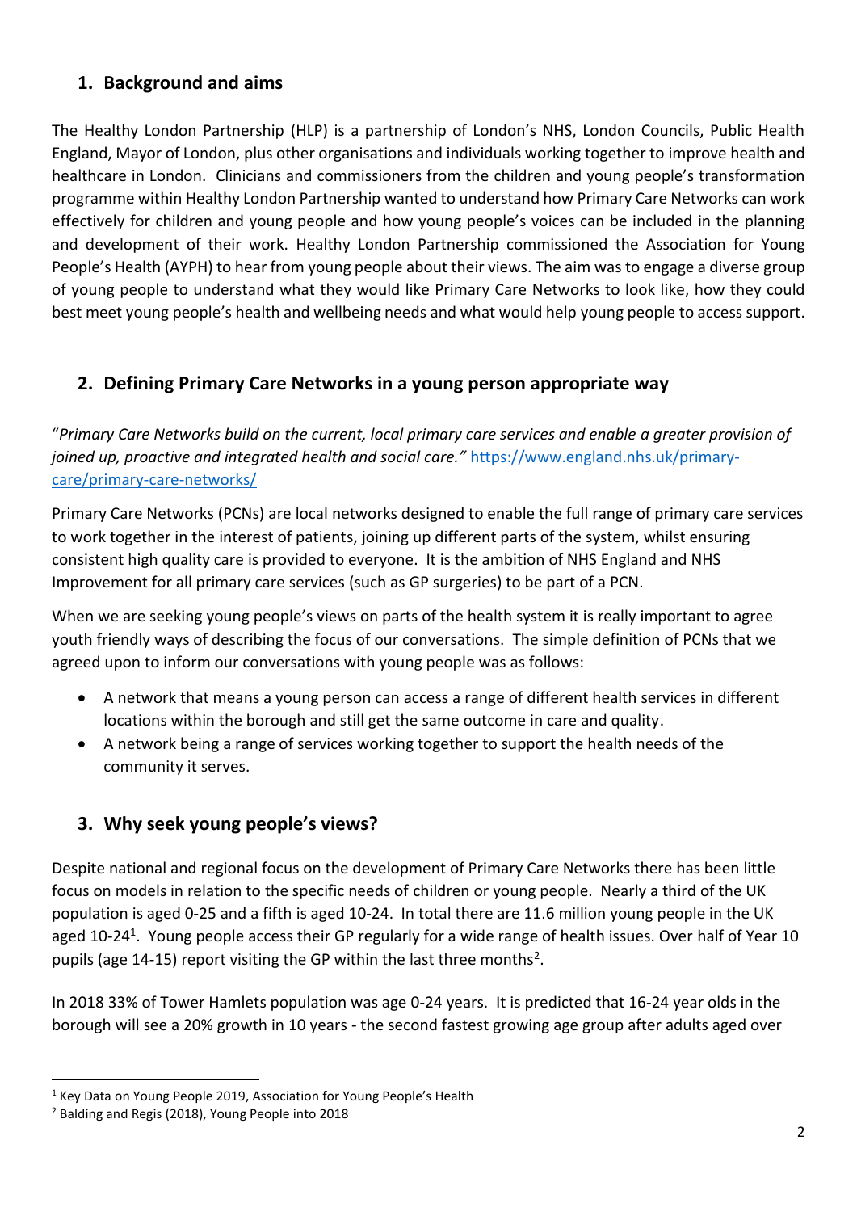## 1. Background and aims

The Healthy London Partnership (HLP) is a partnership of London's NHS, London Councils, Public Health England, Mayor of London, plus other organisations and individuals working together to improve health and healthcare in London. Clinicians and commissioners from the children and young people's transformation programme within Healthy London Partnership wanted to understand how Primary Care Networks can work effectively for children and young people and how young people's voices can be included in the planning and development of their work. Healthy London Partnership commissioned the Association for Young People's Health (AYPH) to hear from young people about their views. The aim was to engage a diverse group of young people to understand what they would like Primary Care Networks to look like, how they could best meet young people's health and wellbeing needs and what would help young people to access support.

## 2. Defining Primary Care Networks in a young person appropriate way

"*Primary Care Networks build on the current, local primary care services and enable a greater provision of joined up, proactive and integrated health and social care."* https://www.england.nhs.uk/primary-care/primary-care-networks/

Primary Care Networks (PCNs) are local networks designed to enable the full range of primary care services to work together in the interest of patients, joining up different parts of the system, whilst ensuring consistent high quality care is provided to everyone. It is the ambition of NHS England and NHS Improvement for all primary care services (such as GP surgeries) to be part of a PCN.

When we are seeking young people's views on parts of the health system it is really important to agree youth friendly ways of describing the focus of our conversations. The simple definition of PCNs that we agreed upon to inform our conversations with young people was as follows:

- A network that means a young person can access a range of different health services in different locations within the borough and still get the same outcome in care and quality.
- A network being a range of services working together to support the health needs of the community it serves.

## 3. Why seek young people's views?

Despite national and regional focus on the development of Primary Care Networks there has been little focus on models in relation to the specific needs of children or young people. Nearly a third of the UK population is aged 0-25 and a fifth is aged 10-24. In total there are 11.6 million young people in the UK aged 10-24[1]. Young people access their GP regularly for a wide range of health issues. Over half of Year 10 pupils (age 14-15) report visiting the GP within the last three months[2].

In 2018 33% of Tower Hamlets population was age 0-24 years. It is predicted that 16-24 year olds in the borough will see a 20% growth in 10 years - the second fastest growing age group after adults aged over

[1] Key Data on Young People 2019, Association for Young People's Health

[2] Balding and Regis (2018), Young People into 2018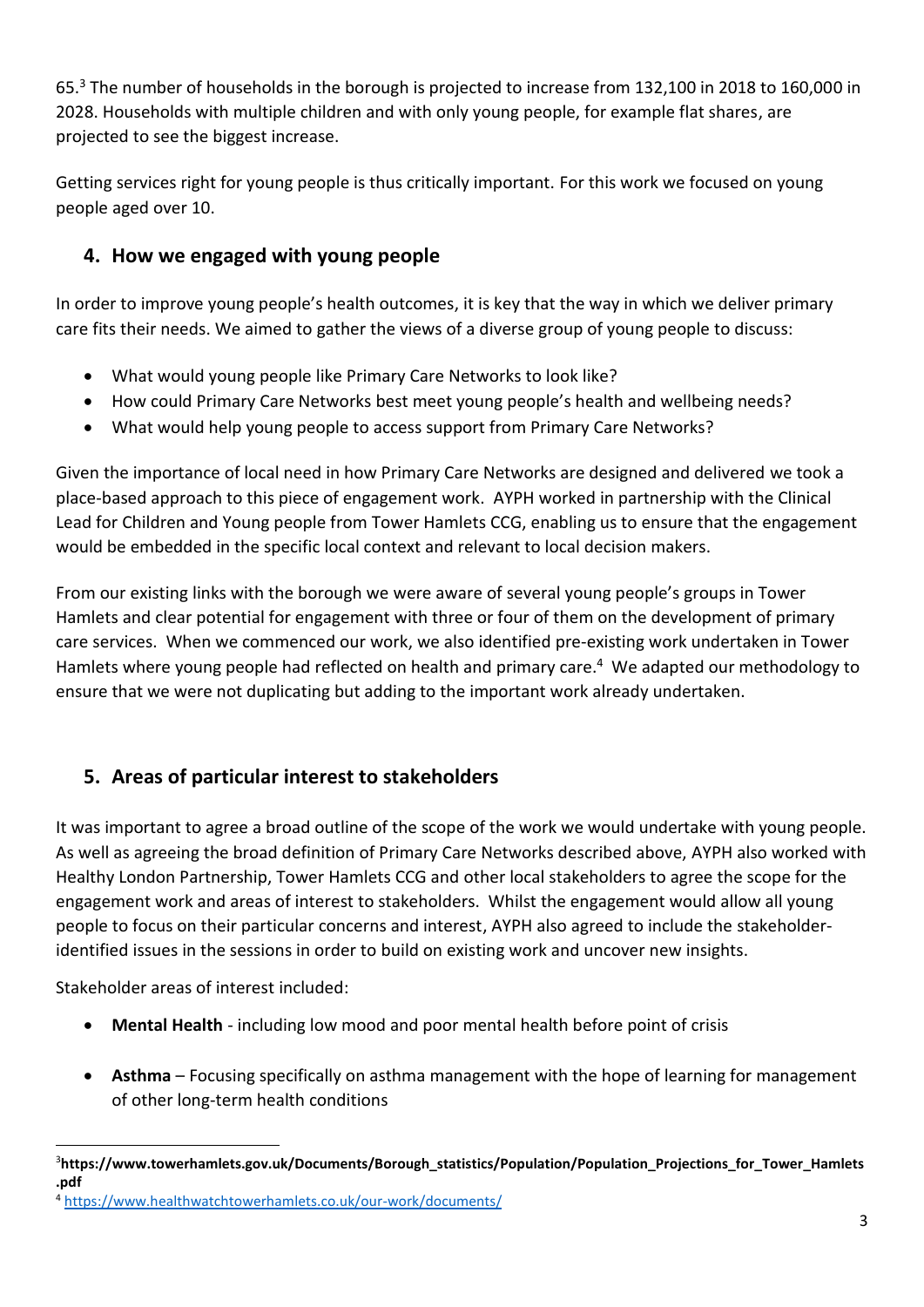65.[3] The number of households in the borough is projected to increase from 132,100 in 2018 to 160,000 in 2028. Households with multiple children and with only young people, for example flat shares, are projected to see the biggest increase.

Getting services right for young people is thus critically important. For this work we focused on young people aged over 10.

## 4. How we engaged with young people

In order to improve young people's health outcomes, it is key that the way in which we deliver primary care fits their needs. We aimed to gather the views of a diverse group of young people to discuss:

- What would young people like Primary Care Networks to look like?
- How could Primary Care Networks best meet young people's health and wellbeing needs?
- What would help young people to access support from Primary Care Networks?

Given the importance of local need in how Primary Care Networks are designed and delivered we took a place-based approach to this piece of engagement work. AYPH worked in partnership with the Clinical Lead for Children and Young people from Tower Hamlets CCG, enabling us to ensure that the engagement would be embedded in the specific local context and relevant to local decision makers.

From our existing links with the borough we were aware of several young people's groups in Tower Hamlets and clear potential for engagement with three or four of them on the development of primary care services. When we commenced our work, we also identified pre-existing work undertaken in Tower Hamlets where young people had reflected on health and primary care.[4] We adapted our methodology to ensure that we were not duplicating but adding to the important work already undertaken.

## 5. Areas of particular interest to stakeholders

It was important to agree a broad outline of the scope of the work we would undertake with young people. As well as agreeing the broad definition of Primary Care Networks described above, AYPH also worked with Healthy London Partnership, Tower Hamlets CCG and other local stakeholders to agree the scope for the engagement work and areas of interest to stakeholders. Whilst the engagement would allow all young people to focus on their particular concerns and interest, AYPH also agreed to include the stakeholder-identified issues in the sessions in order to build on existing work and uncover new insights.

Stakeholder areas of interest included:

- **Mental Health** - including low mood and poor mental health before point of crisis
- **Asthma** – Focusing specifically on asthma management with the hope of learning for management of other long-term health conditions

---

[3] **https://www.towerhamlets.gov.uk/Documents/Borough_statistics/Population/Population_Projections_for_Tower_Hamlets.pdf**

[4] https://www.healthwatchtowerhamlets.co.uk/our-work/documents/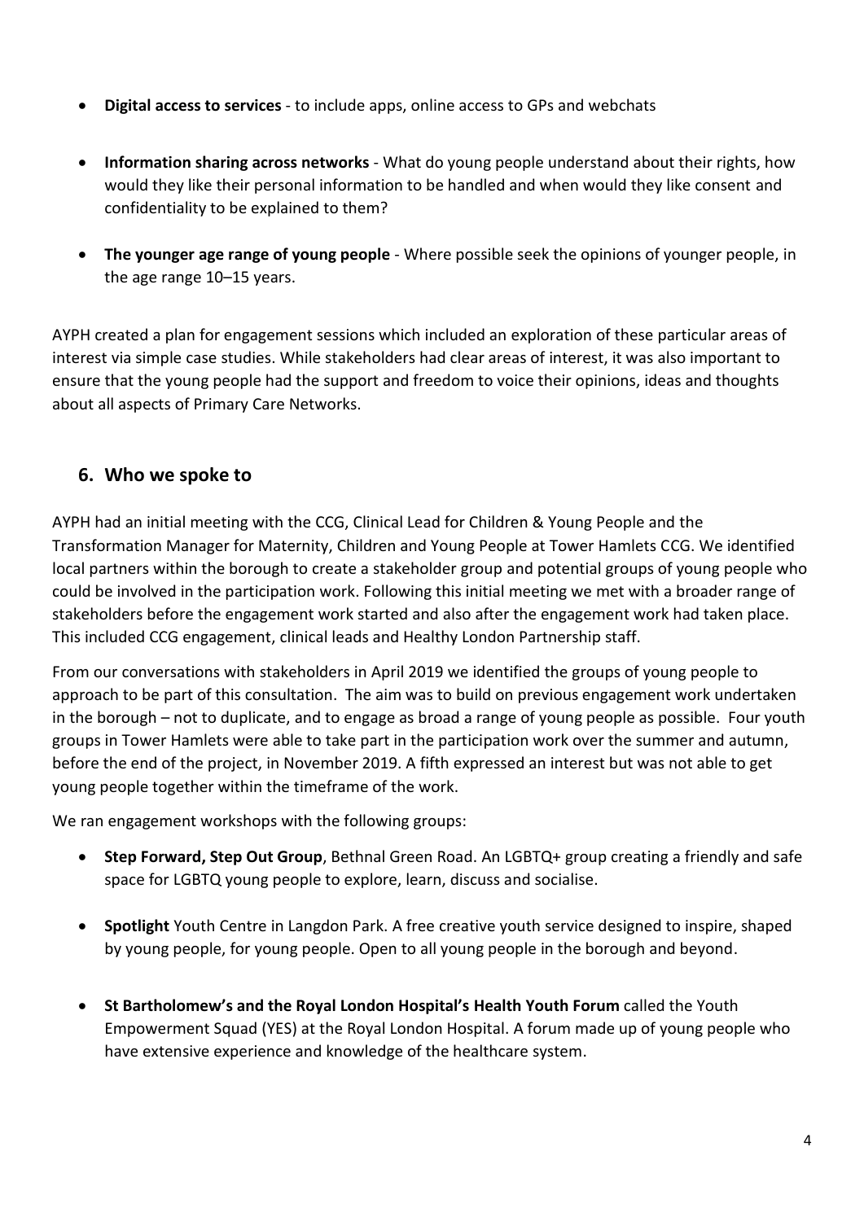- **Digital access to services** - to include apps, online access to GPs and webchats

- **Information sharing across networks** - What do young people understand about their rights, how would they like their personal information to be handled and when would they like consent and confidentiality to be explained to them?

- **The younger age range of young people** - Where possible seek the opinions of younger people, in the age range 10–15 years.

AYPH created a plan for engagement sessions which included an exploration of these particular areas of interest via simple case studies. While stakeholders had clear areas of interest, it was also important to ensure that the young people had the support and freedom to voice their opinions, ideas and thoughts about all aspects of Primary Care Networks.

## 6. Who we spoke to

AYPH had an initial meeting with the CCG, Clinical Lead for Children & Young People and the Transformation Manager for Maternity, Children and Young People at Tower Hamlets CCG. We identified local partners within the borough to create a stakeholder group and potential groups of young people who could be involved in the participation work. Following this initial meeting we met with a broader range of stakeholders before the engagement work started and also after the engagement work had taken place. This included CCG engagement, clinical leads and Healthy London Partnership staff.

From our conversations with stakeholders in April 2019 we identified the groups of young people to approach to be part of this consultation. The aim was to build on previous engagement work undertaken in the borough – not to duplicate, and to engage as broad a range of young people as possible. Four youth groups in Tower Hamlets were able to take part in the participation work over the summer and autumn, before the end of the project, in November 2019. A fifth expressed an interest but was not able to get young people together within the timeframe of the work.

We ran engagement workshops with the following groups:

- **Step Forward, Step Out Group**, Bethnal Green Road. An LGBTQ+ group creating a friendly and safe space for LGBTQ young people to explore, learn, discuss and socialise.

- **Spotlight** Youth Centre in Langdon Park. A free creative youth service designed to inspire, shaped by young people, for young people. Open to all young people in the borough and beyond.

- **St Bartholomew's and the Royal London Hospital's Health Youth Forum** called the Youth Empowerment Squad (YES) at the Royal London Hospital. A forum made up of young people who have extensive experience and knowledge of the healthcare system.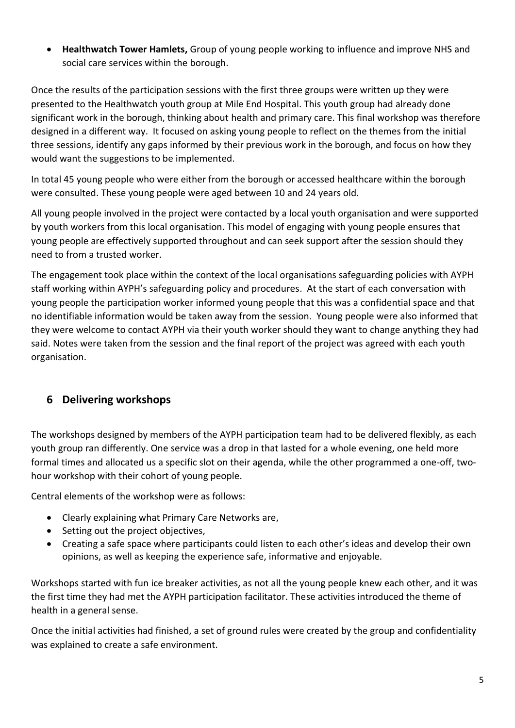- **Healthwatch Tower Hamlets,** Group of young people working to influence and improve NHS and social care services within the borough.

Once the results of the participation sessions with the first three groups were written up they were presented to the Healthwatch youth group at Mile End Hospital. This youth group had already done significant work in the borough, thinking about health and primary care. This final workshop was therefore designed in a different way. It focused on asking young people to reflect on the themes from the initial three sessions, identify any gaps informed by their previous work in the borough, and focus on how they would want the suggestions to be implemented.

In total 45 young people who were either from the borough or accessed healthcare within the borough were consulted. These young people were aged between 10 and 24 years old.

All young people involved in the project were contacted by a local youth organisation and were supported by youth workers from this local organisation. This model of engaging with young people ensures that young people are effectively supported throughout and can seek support after the session should they need to from a trusted worker.

The engagement took place within the context of the local organisations safeguarding policies with AYPH staff working within AYPH's safeguarding policy and procedures. At the start of each conversation with young people the participation worker informed young people that this was a confidential space and that no identifiable information would be taken away from the session. Young people were also informed that they were welcome to contact AYPH via their youth worker should they want to change anything they had said. Notes were taken from the session and the final report of the project was agreed with each youth organisation.

## 6 Delivering workshops

The workshops designed by members of the AYPH participation team had to be delivered flexibly, as each youth group ran differently. One service was a drop in that lasted for a whole evening, one held more formal times and allocated us a specific slot on their agenda, while the other programmed a one-off, two-hour workshop with their cohort of young people.

Central elements of the workshop were as follows:

- Clearly explaining what Primary Care Networks are,
- Setting out the project objectives,
- Creating a safe space where participants could listen to each other's ideas and develop their own opinions, as well as keeping the experience safe, informative and enjoyable.

Workshops started with fun ice breaker activities, as not all the young people knew each other, and it was the first time they had met the AYPH participation facilitator. These activities introduced the theme of health in a general sense.

Once the initial activities had finished, a set of ground rules were created by the group and confidentiality was explained to create a safe environment.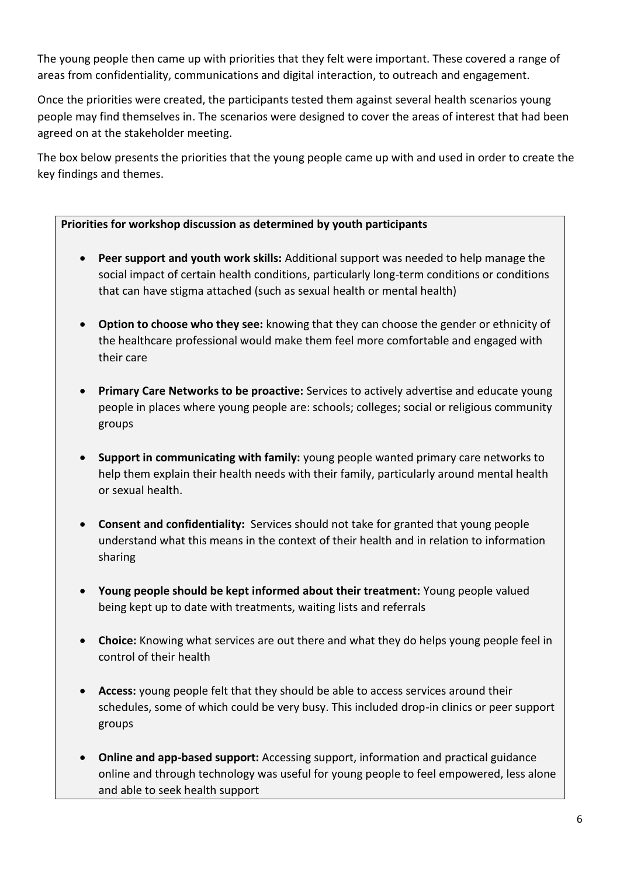The young people then came up with priorities that they felt were important. These covered a range of areas from confidentiality, communications and digital interaction, to outreach and engagement.

Once the priorities were created, the participants tested them against several health scenarios young people may find themselves in. The scenarios were designed to cover the areas of interest that had been agreed on at the stakeholder meeting.

The box below presents the priorities that the young people came up with and used in order to create the key findings and themes.

**Priorities for workshop discussion as determined by youth participants**

- **Peer support and youth work skills:** Additional support was needed to help manage the social impact of certain health conditions, particularly long-term conditions or conditions that can have stigma attached (such as sexual health or mental health)
- **Option to choose who they see:** knowing that they can choose the gender or ethnicity of the healthcare professional would make them feel more comfortable and engaged with their care
- **Primary Care Networks to be proactive:** Services to actively advertise and educate young people in places where young people are: schools; colleges; social or religious community groups
- **Support in communicating with family:** young people wanted primary care networks to help them explain their health needs with their family, particularly around mental health or sexual health.
- **Consent and confidentiality:** Services should not take for granted that young people understand what this means in the context of their health and in relation to information sharing
- **Young people should be kept informed about their treatment:** Young people valued being kept up to date with treatments, waiting lists and referrals
- **Choice:** Knowing what services are out there and what they do helps young people feel in control of their health
- **Access:** young people felt that they should be able to access services around their schedules, some of which could be very busy. This included drop-in clinics or peer support groups
- **Online and app-based support:** Accessing support, information and practical guidance online and through technology was useful for young people to feel empowered, less alone and able to seek health support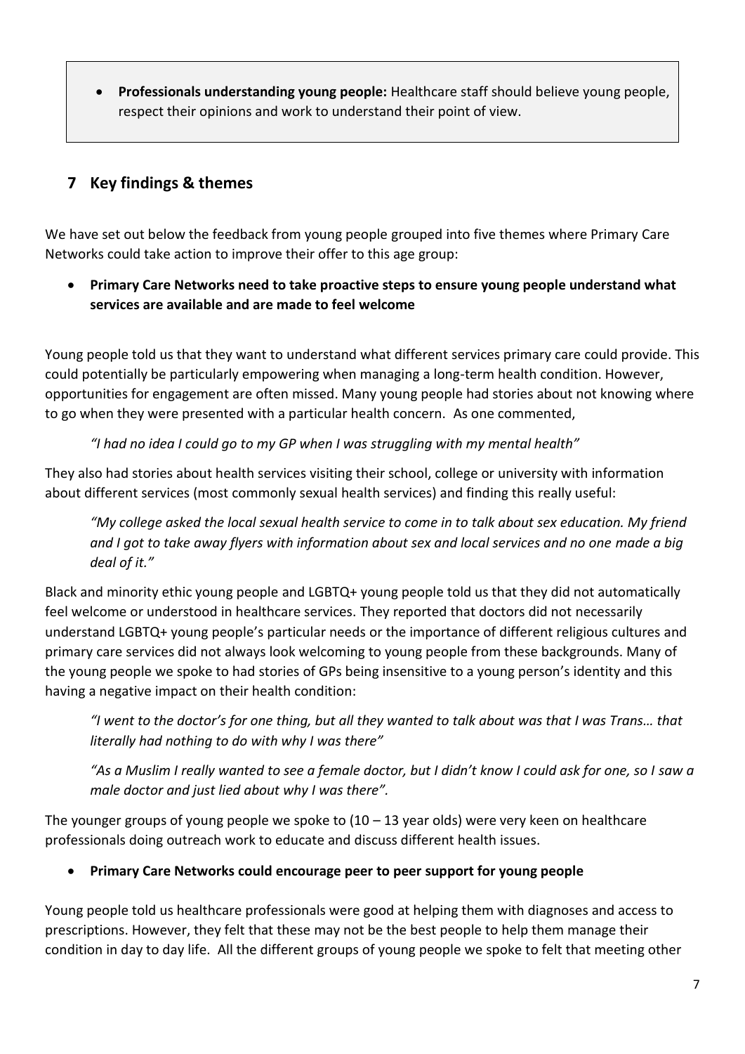- **Professionals understanding young people:** Healthcare staff should believe young people, respect their opinions and work to understand their point of view.

## 7 Key findings & themes

We have set out below the feedback from young people grouped into five themes where Primary Care Networks could take action to improve their offer to this age group:

- **Primary Care Networks need to take proactive steps to ensure young people understand what services are available and are made to feel welcome**

Young people told us that they want to understand what different services primary care could provide. This could potentially be particularly empowering when managing a long-term health condition. However, opportunities for engagement are often missed. Many young people had stories about not knowing where to go when they were presented with a particular health concern. As one commented,

> *"I had no idea I could go to my GP when I was struggling with my mental health"*

They also had stories about health services visiting their school, college or university with information about different services (most commonly sexual health services) and finding this really useful:

> *"My college asked the local sexual health service to come in to talk about sex education. My friend and I got to take away flyers with information about sex and local services and no one made a big deal of it."*

Black and minority ethic young people and LGBTQ+ young people told us that they did not automatically feel welcome or understood in healthcare services. They reported that doctors did not necessarily understand LGBTQ+ young people's particular needs or the importance of different religious cultures and primary care services did not always look welcoming to young people from these backgrounds. Many of the young people we spoke to had stories of GPs being insensitive to a young person's identity and this having a negative impact on their health condition:

> *"I went to the doctor's for one thing, but all they wanted to talk about was that I was Trans… that literally had nothing to do with why I was there"*

> *"As a Muslim I really wanted to see a female doctor, but I didn't know I could ask for one, so I saw a male doctor and just lied about why I was there".*

The younger groups of young people we spoke to (10 – 13 year olds) were very keen on healthcare professionals doing outreach work to educate and discuss different health issues.

- **Primary Care Networks could encourage peer to peer support for young people**

Young people told us healthcare professionals were good at helping them with diagnoses and access to prescriptions. However, they felt that these may not be the best people to help them manage their condition in day to day life. All the different groups of young people we spoke to felt that meeting other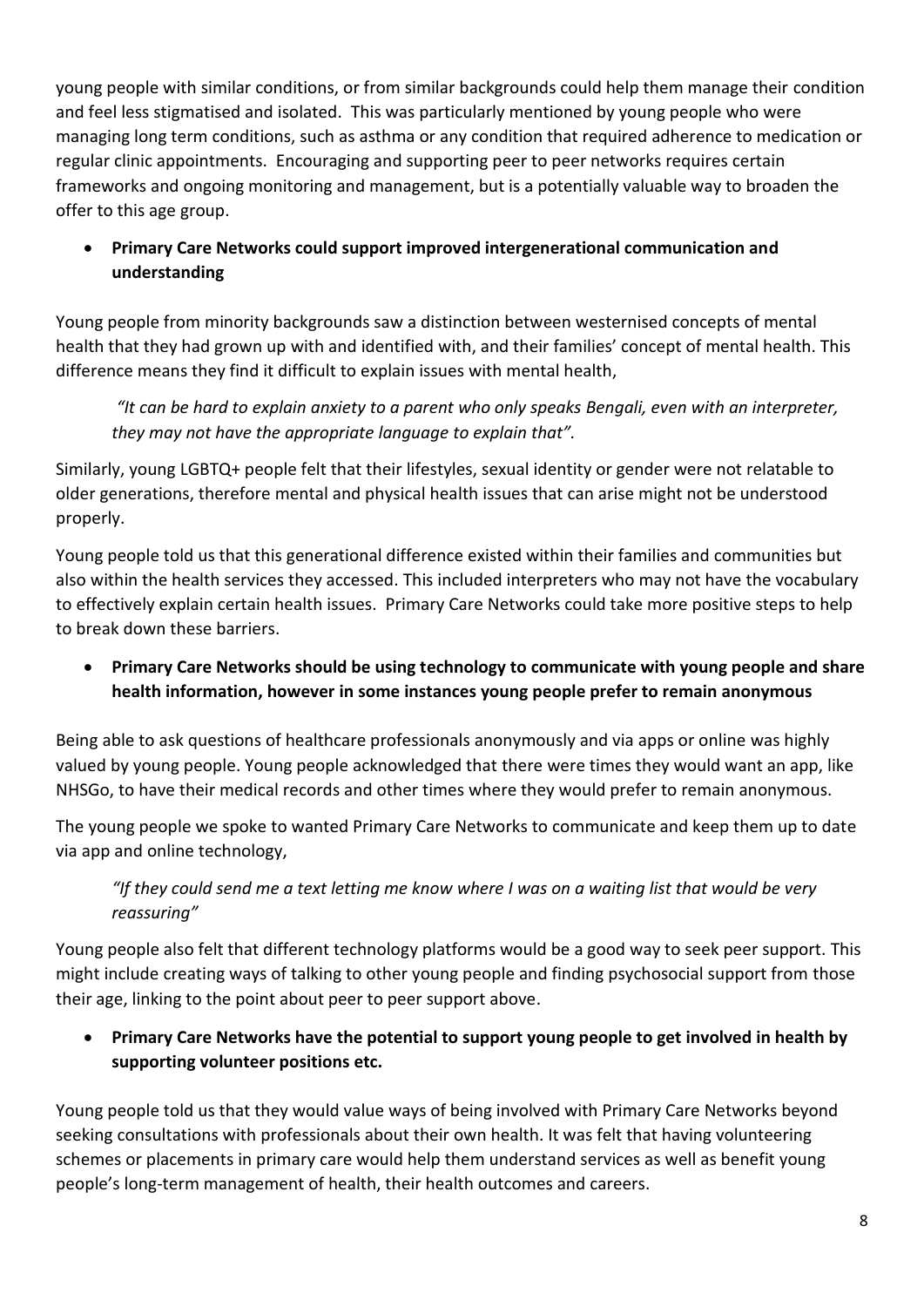young people with similar conditions, or from similar backgrounds could help them manage their condition and feel less stigmatised and isolated. This was particularly mentioned by young people who were managing long term conditions, such as asthma or any condition that required adherence to medication or regular clinic appointments. Encouraging and supporting peer to peer networks requires certain frameworks and ongoing monitoring and management, but is a potentially valuable way to broaden the offer to this age group.

- **Primary Care Networks could support improved intergenerational communication and understanding**

Young people from minority backgrounds saw a distinction between westernised concepts of mental health that they had grown up with and identified with, and their families' concept of mental health. This difference means they find it difficult to explain issues with mental health,

> *"It can be hard to explain anxiety to a parent who only speaks Bengali, even with an interpreter, they may not have the appropriate language to explain that".*

Similarly, young LGBTQ+ people felt that their lifestyles, sexual identity or gender were not relatable to older generations, therefore mental and physical health issues that can arise might not be understood properly.

Young people told us that this generational difference existed within their families and communities but also within the health services they accessed. This included interpreters who may not have the vocabulary to effectively explain certain health issues. Primary Care Networks could take more positive steps to help to break down these barriers.

- **Primary Care Networks should be using technology to communicate with young people and share health information, however in some instances young people prefer to remain anonymous**

Being able to ask questions of healthcare professionals anonymously and via apps or online was highly valued by young people. Young people acknowledged that there were times they would want an app, like NHSGo, to have their medical records and other times where they would prefer to remain anonymous.

The young people we spoke to wanted Primary Care Networks to communicate and keep them up to date via app and online technology,

> *"If they could send me a text letting me know where I was on a waiting list that would be very reassuring"*

Young people also felt that different technology platforms would be a good way to seek peer support. This might include creating ways of talking to other young people and finding psychosocial support from those their age, linking to the point about peer to peer support above.

- **Primary Care Networks have the potential to support young people to get involved in health by supporting volunteer positions etc.**

Young people told us that they would value ways of being involved with Primary Care Networks beyond seeking consultations with professionals about their own health. It was felt that having volunteering schemes or placements in primary care would help them understand services as well as benefit young people's long-term management of health, their health outcomes and careers.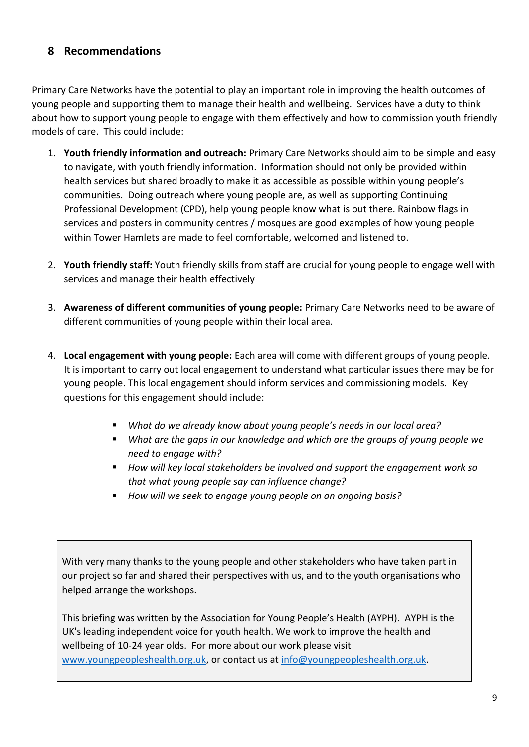## 8 Recommendations

Primary Care Networks have the potential to play an important role in improving the health outcomes of young people and supporting them to manage their health and wellbeing. Services have a duty to think about how to support young people to engage with them effectively and how to commission youth friendly models of care. This could include:

1. **Youth friendly information and outreach:** Primary Care Networks should aim to be simple and easy to navigate, with youth friendly information. Information should not only be provided within health services but shared broadly to make it as accessible as possible within young people's communities. Doing outreach where young people are, as well as supporting Continuing Professional Development (CPD), help young people know what is out there. Rainbow flags in services and posters in community centres / mosques are good examples of how young people within Tower Hamlets are made to feel comfortable, welcomed and listened to.

2. **Youth friendly staff:** Youth friendly skills from staff are crucial for young people to engage well with services and manage their health effectively

3. **Awareness of different communities of young people:** Primary Care Networks need to be aware of different communities of young people within their local area.

4. **Local engagement with young people:** Each area will come with different groups of young people. It is important to carry out local engagement to understand what particular issues there may be for young people. This local engagement should inform services and commissioning models. Key questions for this engagement should include:

    - *What do we already know about young people's needs in our local area?*
    - *What are the gaps in our knowledge and which are the groups of young people we need to engage with?*
    - *How will key local stakeholders be involved and support the engagement work so that what young people say can influence change?*
    - *How will we seek to engage young people on an ongoing basis?*

With very many thanks to the young people and other stakeholders who have taken part in our project so far and shared their perspectives with us, and to the youth organisations who helped arrange the workshops.

This briefing was written by the Association for Young People's Health (AYPH). AYPH is the UK's leading independent voice for youth health. We work to improve the health and wellbeing of 10-24 year olds. For more about our work please visit www.youngpeopleshealth.org.uk, or contact us at info@youngpeopleshealth.org.uk.